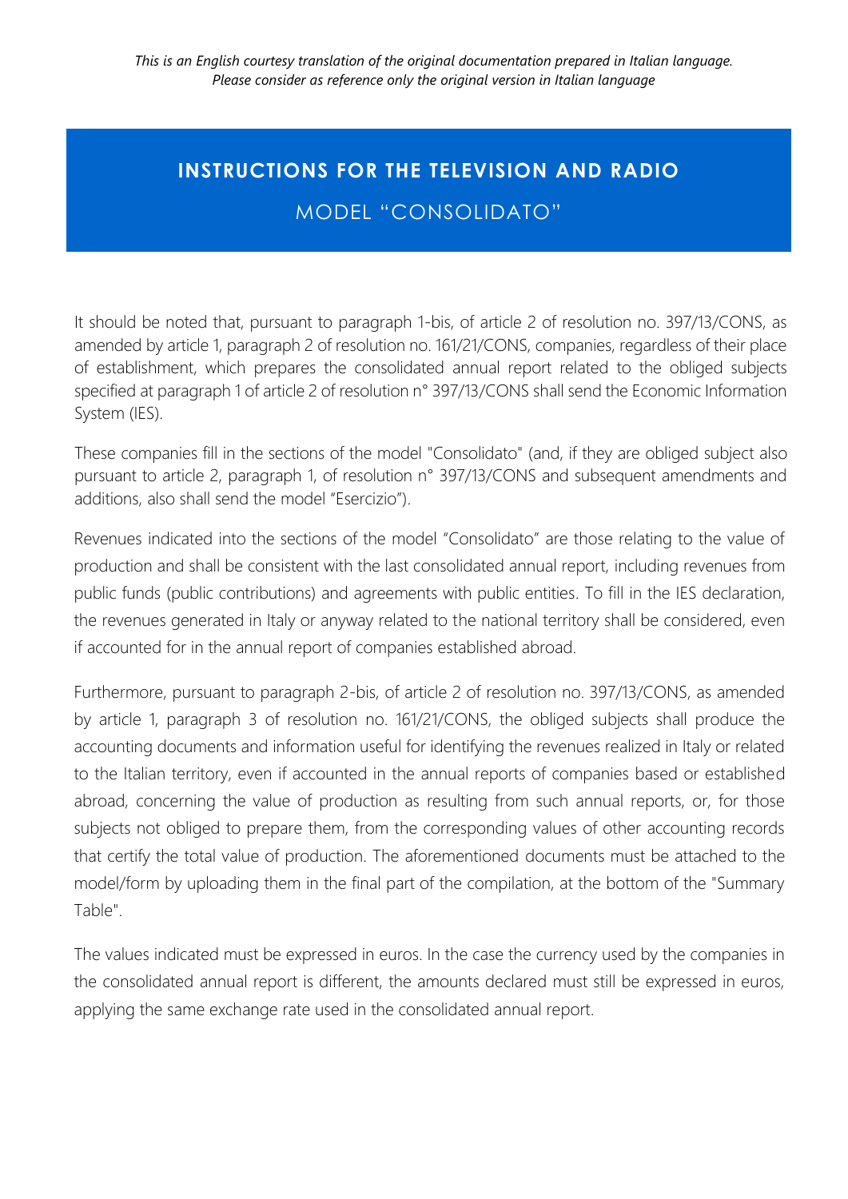*This is an English courtesy translation of the original documentation prepared in Italian language. Please consider as reference only the original version in Italian language*

# INSTRUCTIONS FOR THE TELEVISION AND RADIO

## MODEL "CONSOLIDATO"

It should be noted that, pursuant to paragraph 1-bis, of article 2 of resolution no. 397/13/CONS, as amended by article 1, paragraph 2 of resolution no. 161/21/CONS, companies, regardless of their place of establishment, which prepares the consolidated annual report related to the obliged subjects specified at paragraph 1 of article 2 of resolution n° 397/13/CONS shall send the Economic Information System (IES).

These companies fill in the sections of the model "Consolidato" (and, if they are obliged subject also pursuant to article 2, paragraph 1, of resolution n° 397/13/CONS and subsequent amendments and additions, also shall send the model "Esercizio").

Revenues indicated into the sections of the model "Consolidato" are those relating to the value of production and shall be consistent with the last consolidated annual report, including revenues from public funds (public contributions) and agreements with public entities. To fill in the IES declaration, the revenues generated in Italy or anyway related to the national territory shall be considered, even if accounted for in the annual report of companies established abroad.

Furthermore, pursuant to paragraph 2-bis, of article 2 of resolution no. 397/13/CONS, as amended by article 1, paragraph 3 of resolution no. 161/21/CONS, the obliged subjects shall produce the accounting documents and information useful for identifying the revenues realized in Italy or related to the Italian territory, even if accounted in the annual reports of companies based or established abroad, concerning the value of production as resulting from such annual reports, or, for those subjects not obliged to prepare them, from the corresponding values of other accounting records that certify the total value of production. The aforementioned documents must be attached to the model/form by uploading them in the final part of the compilation, at the bottom of the "Summary Table".

The values indicated must be expressed in euros. In the case the currency used by the companies in the consolidated annual report is different, the amounts declared must still be expressed in euros, applying the same exchange rate used in the consolidated annual report.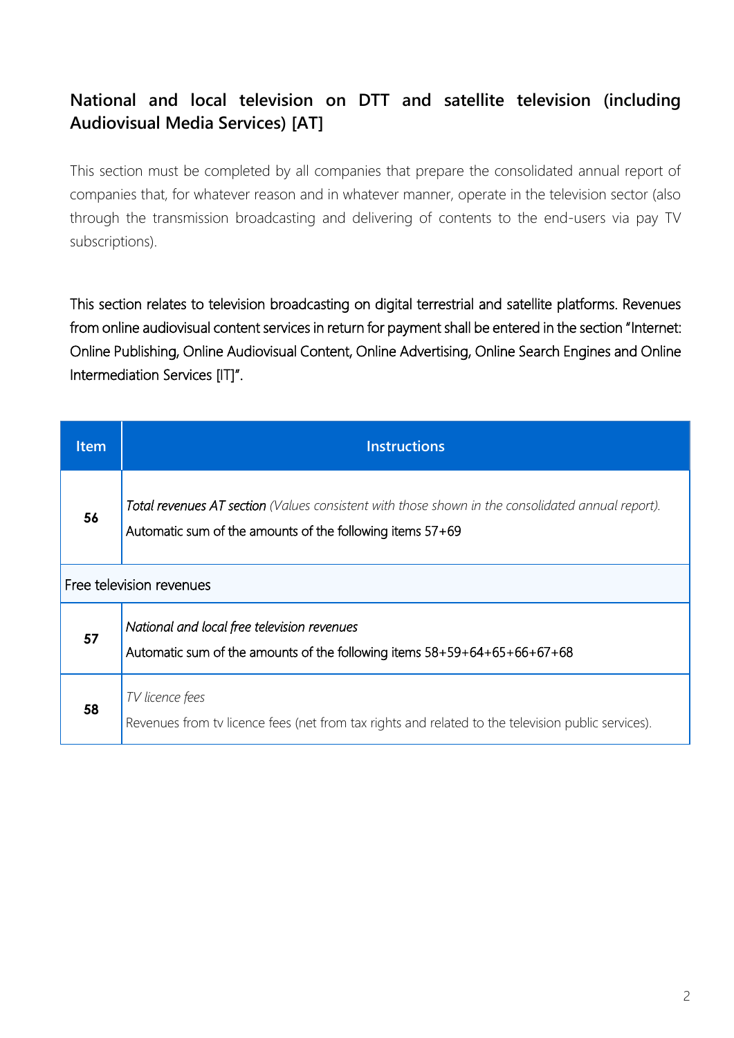## National and local television on DTT and satellite television (including Audiovisual Media Services) [AT]

This section must be completed by all companies that prepare the consolidated annual report of companies that, for whatever reason and in whatever manner, operate in the television sector (also through the transmission broadcasting and delivering of contents to the end-users via pay TV subscriptions).

This section relates to television broadcasting on digital terrestrial and satellite platforms. Revenues from online audiovisual content services in return for payment shall be entered in the section "Internet: Online Publishing, Online Audiovisual Content, Online Advertising, Online Search Engines and Online Intermediation Services [IT]".

| Item | Instructions |
|---|---|
| **56** | *Total revenues AT section (Values consistent with those shown in the consolidated annual report).*<br>Automatic sum of the amounts of the following items 57+69 |
| Free television revenues | |
| **57** | *National and local free television revenues*<br>Automatic sum of the amounts of the following items 58+59+64+65+66+67+68 |
| **58** | *TV licence fees*<br>Revenues from tv licence fees (net from tax rights and related to the television public services). |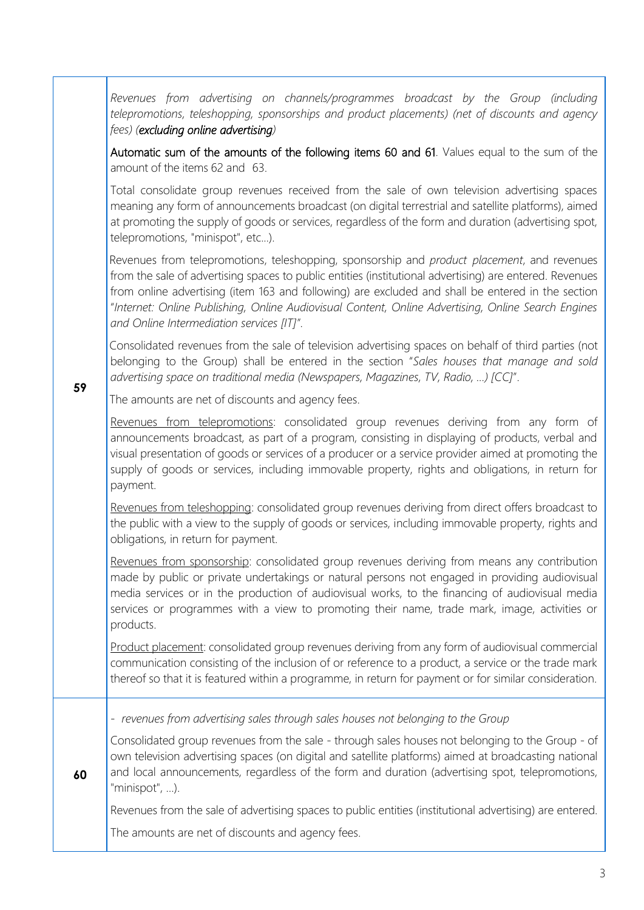| | |
|---|---|
| 59 | *Revenues from advertising on channels/programmes broadcast by the Group (including telepromotions, teleshopping, sponsorships and product placements) (net of discounts and agency fees) (**excluding online advertising**)*<br><br>**Automatic sum of the amounts of the following items 60 and 61**. Values equal to the sum of the amount of the items 62 and 63.<br><br>Total consolidate group revenues received from the sale of own television advertising spaces meaning any form of announcements broadcast (on digital terrestrial and satellite platforms), aimed at promoting the supply of goods or services, regardless of the form and duration (advertising spot, telepromotions, "minispot", etc…).<br><br>Revenues from telepromotions, teleshopping, sponsorship and *product placement*, and revenues from the sale of advertising spaces to public entities (institutional advertising) are entered. Revenues from online advertising (item 163 and following) are excluded and shall be entered in the section "*Internet: Online Publishing, Online Audiovisual Content, Online Advertising, Online Search Engines and Online Intermediation services [IT]*".<br><br>Consolidated revenues from the sale of television advertising spaces on behalf of third parties (not belonging to the Group) shall be entered in the section "*Sales houses that manage and sold advertising space on traditional media (Newspapers, Magazines, TV, Radio, …) [CC]*".<br><br>The amounts are net of discounts and agency fees.<br><br><u>Revenues from telepromotions</u>: consolidated group revenues deriving from any form of announcements broadcast, as part of a program, consisting in displaying of products, verbal and visual presentation of goods or services of a producer or a service provider aimed at promoting the supply of goods or services, including immovable property, rights and obligations, in return for payment.<br><br><u>Revenues from teleshopping</u>: consolidated group revenues deriving from direct offers broadcast to the public with a view to the supply of goods or services, including immovable property, rights and obligations, in return for payment.<br><br><u>Revenues from sponsorship</u>: consolidated group revenues deriving from means any contribution made by public or private undertakings or natural persons not engaged in providing audiovisual media services or in the production of audiovisual works, to the financing of audiovisual media services or programmes with a view to promoting their name, trade mark, image, activities or products.<br><br><u>Product placement</u>: consolidated group revenues deriving from any form of audiovisual commercial communication consisting of the inclusion of or reference to a product, a service or the trade mark thereof so that it is featured within a programme, in return for payment or for similar consideration. |
| 60 | *- revenues from advertising sales through sales houses not belonging to the Group*<br><br>Consolidated group revenues from the sale - through sales houses not belonging to the Group - of own television advertising spaces (on digital and satellite platforms) aimed at broadcasting national and local announcements, regardless of the form and duration (advertising spot, telepromotions, "minispot", …).<br><br>Revenues from the sale of advertising spaces to public entities (institutional advertising) are entered.<br><br>The amounts are net of discounts and agency fees. |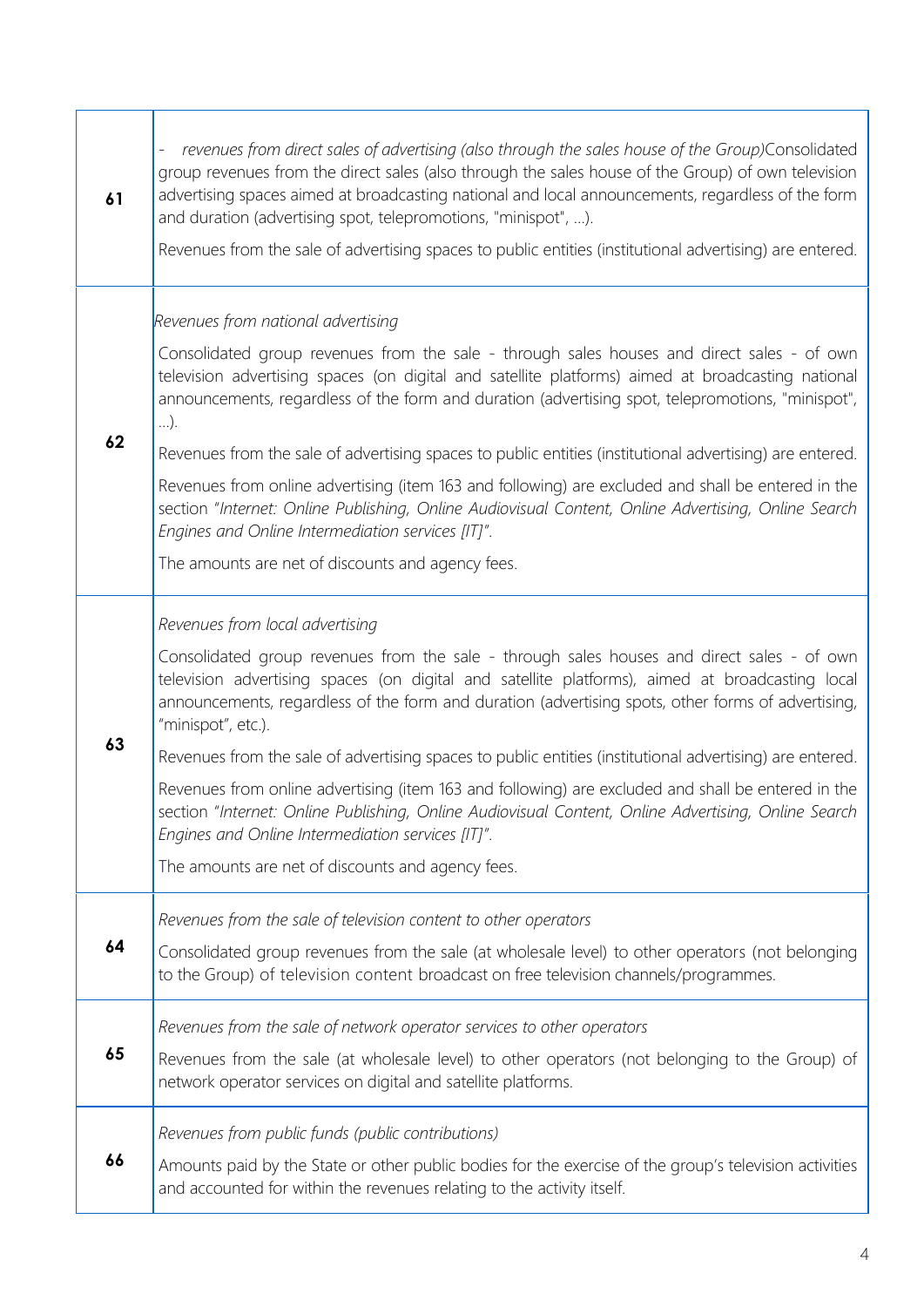| | |
|---|---|
| 61 | - *revenues from direct sales of advertising (also through the sales house of the Group)*Consolidated group revenues from the direct sales (also through the sales house of the Group) of own television advertising spaces aimed at broadcasting national and local announcements, regardless of the form and duration (advertising spot, telepromotions, "minispot", ...).<br><br>Revenues from the sale of advertising spaces to public entities (institutional advertising) are entered. |
| 62 | *Revenues from national advertising*<br><br>Consolidated group revenues from the sale - through sales houses and direct sales - of own television advertising spaces (on digital and satellite platforms) aimed at broadcasting national announcements, regardless of the form and duration (advertising spot, telepromotions, "minispot", ...).<br><br>Revenues from the sale of advertising spaces to public entities (institutional advertising) are entered.<br><br>Revenues from online advertising (item 163 and following) are excluded and shall be entered in the section "*Internet: Online Publishing, Online Audiovisual Content, Online Advertising, Online Search Engines and Online Intermediation services [IT]*".<br><br>The amounts are net of discounts and agency fees. |
| 63 | *Revenues from local advertising*<br><br>Consolidated group revenues from the sale - through sales houses and direct sales - of own television advertising spaces (on digital and satellite platforms), aimed at broadcasting local announcements, regardless of the form and duration (advertising spots, other forms of advertising, "minispot", etc.).<br><br>Revenues from the sale of advertising spaces to public entities (institutional advertising) are entered.<br><br>Revenues from online advertising (item 163 and following) are excluded and shall be entered in the section "*Internet: Online Publishing, Online Audiovisual Content, Online Advertising, Online Search Engines and Online Intermediation services [IT]*".<br><br>The amounts are net of discounts and agency fees. |
| 64 | *Revenues from the sale of television content to other operators*<br><br>Consolidated group revenues from the sale (at wholesale level) to other operators (not belonging to the Group) of television content broadcast on free television channels/programmes. |
| 65 | *Revenues from the sale of network operator services to other operators*<br><br>Revenues from the sale (at wholesale level) to other operators (not belonging to the Group) of network operator services on digital and satellite platforms. |
| 66 | *Revenues from public funds (public contributions)*<br><br>Amounts paid by the State or other public bodies for the exercise of the group's television activities and accounted for within the revenues relating to the activity itself. |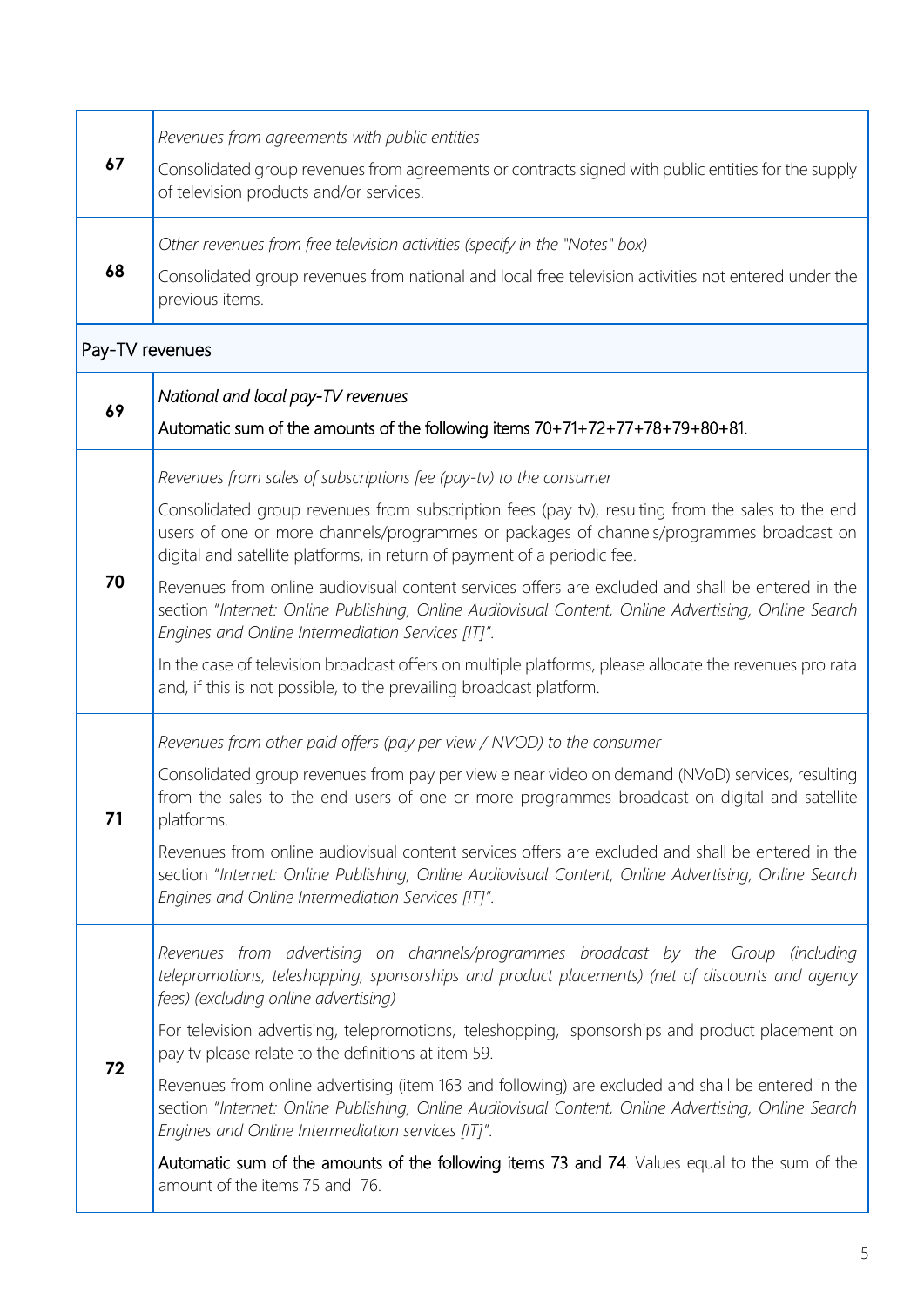| | |
|---|---|
| **67** | *Revenues from agreements with public entities*<br><br>Consolidated group revenues from agreements or contracts signed with public entities for the supply of television products and/or services. |
| **68** | *Other revenues from free television activities (specify in the "Notes" box)*<br><br>Consolidated group revenues from national and local free television activities not entered under the previous items. |
| Pay-TV revenues | |
| **69** | *National and local pay-TV revenues*<br><br>Automatic sum of the amounts of the following items 70+71+72+77+78+79+80+81. |
| **70** | *Revenues from sales of subscriptions fee (pay-tv) to the consumer*<br><br>Consolidated group revenues from subscription fees (pay tv), resulting from the sales to the end users of one or more channels/programmes or packages of channels/programmes broadcast on digital and satellite platforms, in return of payment of a periodic fee.<br><br>Revenues from online audiovisual content services offers are excluded and shall be entered in the section "*Internet: Online Publishing, Online Audiovisual Content, Online Advertising, Online Search Engines and Online Intermediation Services [IT]*".<br><br>In the case of television broadcast offers on multiple platforms, please allocate the revenues pro rata and, if this is not possible, to the prevailing broadcast platform. |
| **71** | *Revenues from other paid offers (pay per view / NVOD) to the consumer*<br><br>Consolidated group revenues from pay per view e near video on demand (NVoD) services, resulting from the sales to the end users of one or more programmes broadcast on digital and satellite platforms.<br><br>Revenues from online audiovisual content services offers are excluded and shall be entered in the section "*Internet: Online Publishing, Online Audiovisual Content, Online Advertising, Online Search Engines and Online Intermediation Services [IT]*". |
| **72** | *Revenues from advertising on channels/programmes broadcast by the Group (including telepromotions, teleshopping, sponsorships and product placements) (net of discounts and agency fees) (excluding online advertising)*<br><br>For television advertising, telepromotions, teleshopping, sponsorships and product placement on pay tv please relate to the definitions at item 59.<br><br>Revenues from online advertising (item 163 and following) are excluded and shall be entered in the section "*Internet: Online Publishing, Online Audiovisual Content, Online Advertising, Online Search Engines and Online Intermediation services [IT]*".<br><br>Automatic sum of the amounts of the following items 73 and 74. Values equal to the sum of the amount of the items 75 and 76. |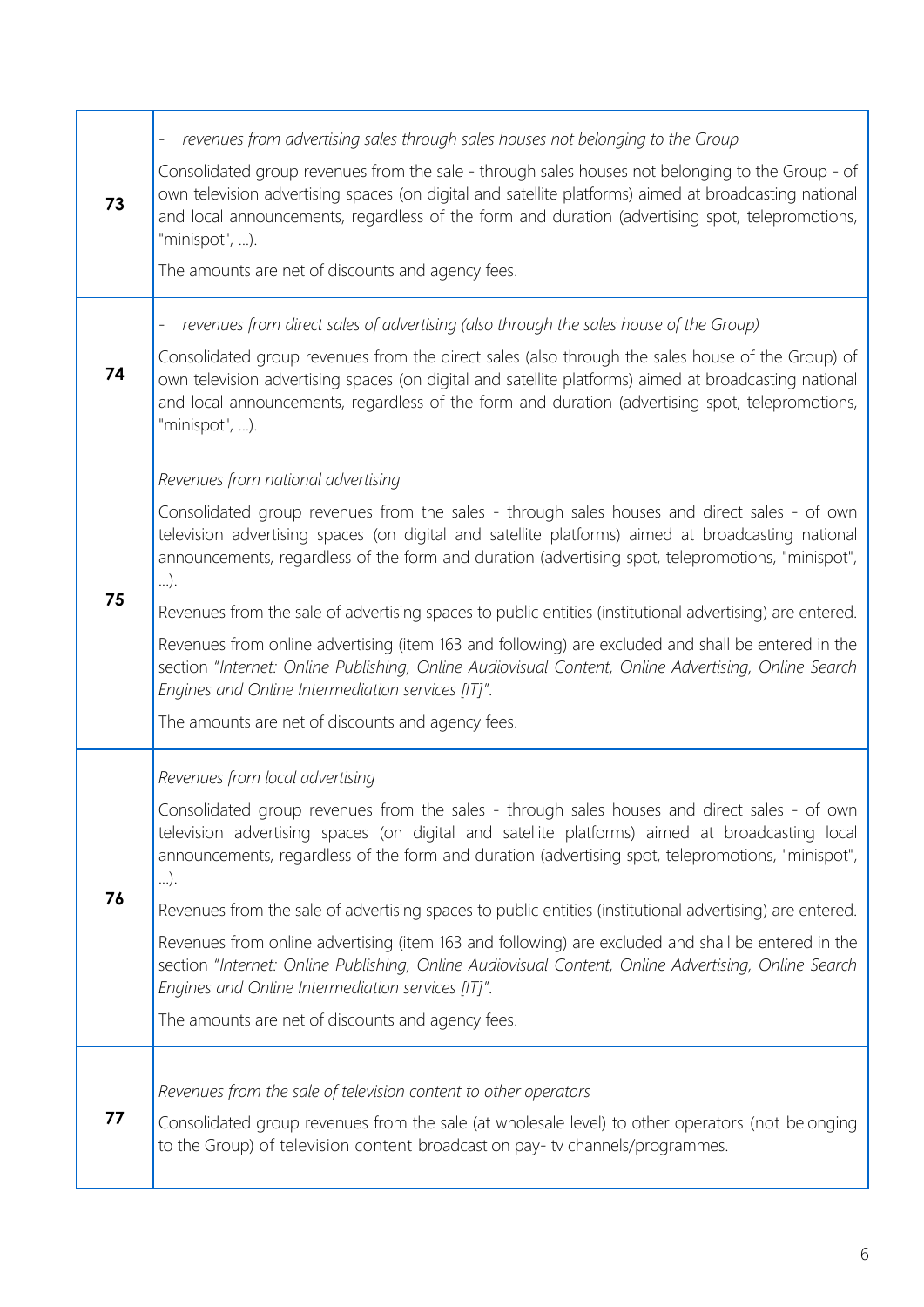| | |
|---|---|
| **73** | - *revenues from advertising sales through sales houses not belonging to the Group*<br><br>Consolidated group revenues from the sale - through sales houses not belonging to the Group - of own television advertising spaces (on digital and satellite platforms) aimed at broadcasting national and local announcements, regardless of the form and duration (advertising spot, telepromotions, "minispot", …).<br><br>The amounts are net of discounts and agency fees. |
| **74** | - *revenues from direct sales of advertising (also through the sales house of the Group)*<br><br>Consolidated group revenues from the direct sales (also through the sales house of the Group) of own television advertising spaces (on digital and satellite platforms) aimed at broadcasting national and local announcements, regardless of the form and duration (advertising spot, telepromotions, "minispot", …). |
| **75** | *Revenues from national advertising*<br><br>Consolidated group revenues from the sales - through sales houses and direct sales - of own television advertising spaces (on digital and satellite platforms) aimed at broadcasting national announcements, regardless of the form and duration (advertising spot, telepromotions, "minispot", …).<br><br>Revenues from the sale of advertising spaces to public entities (institutional advertising) are entered.<br><br>Revenues from online advertising (item 163 and following) are excluded and shall be entered in the section "*Internet: Online Publishing, Online Audiovisual Content, Online Advertising, Online Search Engines and Online Intermediation services [IT]*".<br><br>The amounts are net of discounts and agency fees. |
| **76** | *Revenues from local advertising*<br><br>Consolidated group revenues from the sales - through sales houses and direct sales - of own television advertising spaces (on digital and satellite platforms) aimed at broadcasting local announcements, regardless of the form and duration (advertising spot, telepromotions, "minispot", …).<br><br>Revenues from the sale of advertising spaces to public entities (institutional advertising) are entered.<br><br>Revenues from online advertising (item 163 and following) are excluded and shall be entered in the section "*Internet: Online Publishing, Online Audiovisual Content, Online Advertising, Online Search Engines and Online Intermediation services [IT]*".<br><br>The amounts are net of discounts and agency fees. |
| **77** | *Revenues from the sale of television content to other operators*<br><br>Consolidated group revenues from the sale (at wholesale level) to other operators (not belonging to the Group) of television content broadcast on pay- tv channels/programmes. |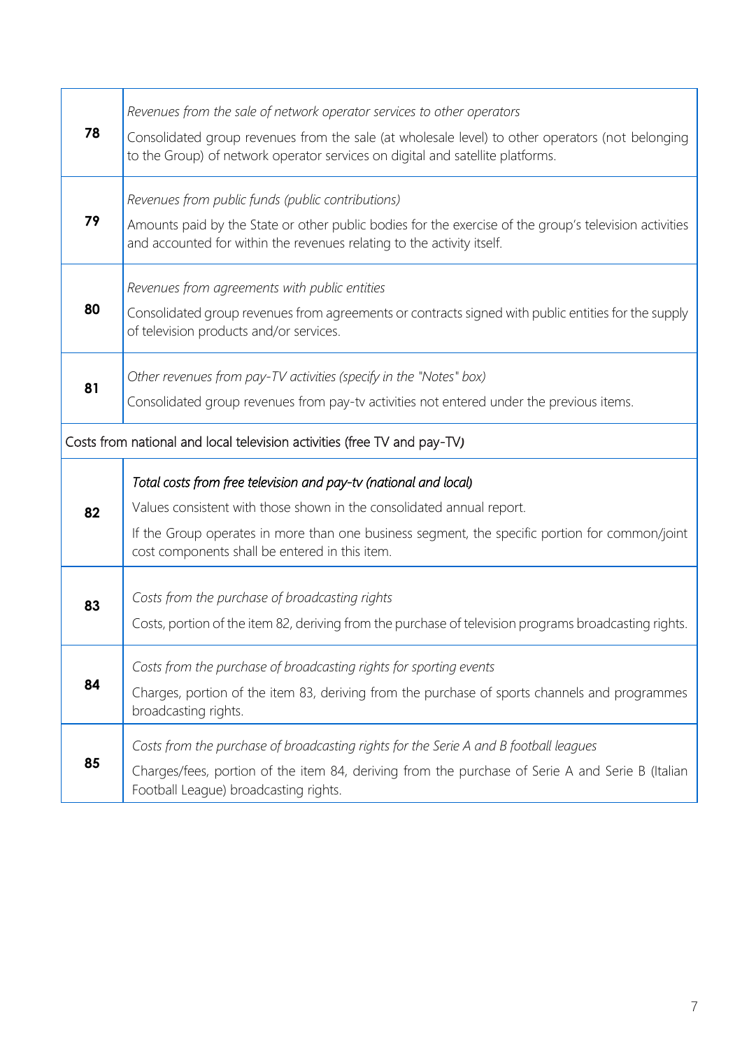| | |
|---|---|
| **78** | *Revenues from the sale of network operator services to other operators*<br><br>Consolidated group revenues from the sale (at wholesale level) to other operators (not belonging to the Group) of network operator services on digital and satellite platforms. |
| **79** | *Revenues from public funds (public contributions)*<br><br>Amounts paid by the State or other public bodies for the exercise of the group's television activities and accounted for within the revenues relating to the activity itself. |
| **80** | *Revenues from agreements with public entities*<br><br>Consolidated group revenues from agreements or contracts signed with public entities for the supply of television products and/or services. |
| **81** | *Other revenues from pay-TV activities (specify in the "Notes" box)*<br><br>Consolidated group revenues from pay-tv activities not entered under the previous items. |
| Costs from national and local television activities (free TV and pay-TV) | |
| **82** | *Total costs from free television and pay-tv (national and local)*<br><br>Values consistent with those shown in the consolidated annual report.<br><br>If the Group operates in more than one business segment, the specific portion for common/joint cost components shall be entered in this item. |
| **83** | *Costs from the purchase of broadcasting rights*<br><br>Costs, portion of the item 82, deriving from the purchase of television programs broadcasting rights. |
| **84** | *Costs from the purchase of broadcasting rights for sporting events*<br><br>Charges, portion of the item 83, deriving from the purchase of sports channels and programmes broadcasting rights. |
| **85** | *Costs from the purchase of broadcasting rights for the Serie A and B football leagues*<br><br>Charges/fees, portion of the item 84, deriving from the purchase of Serie A and Serie B (Italian Football League) broadcasting rights. |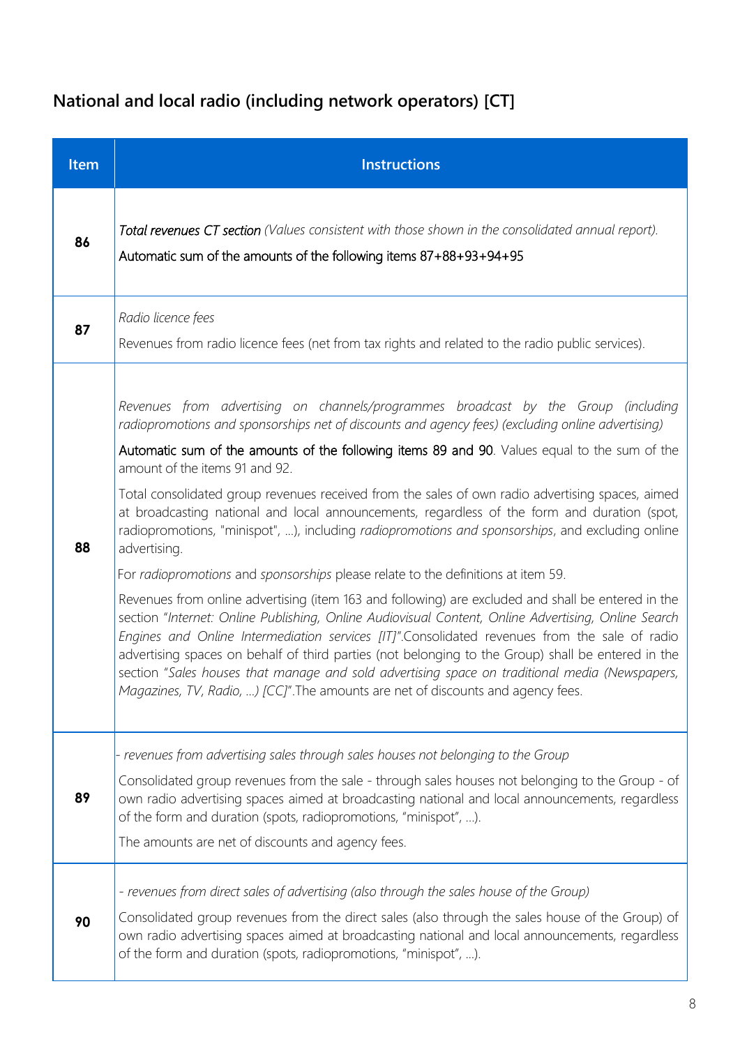## National and local radio (including network operators) [CT]

| Item | Instructions |
|---|---|
| **86** | *Total revenues CT section (Values consistent with those shown in the consolidated annual report).*<br>Automatic sum of the amounts of the following items 87+88+93+94+95 |
| **87** | *Radio licence fees*<br>Revenues from radio licence fees (net from tax rights and related to the radio public services). |
| **88** | *Revenues from advertising on channels/programmes broadcast by the Group (including radiopromotions and sponsorships net of discounts and agency fees) (excluding online advertising)*<br>Automatic sum of the amounts of the following items 89 and 90. Values equal to the sum of the amount of the items 91 and 92.<br>Total consolidated group revenues received from the sales of own radio advertising spaces, aimed at broadcasting national and local announcements, regardless of the form and duration (spot, radiopromotions, "minispot", ...), including *radiopromotions and sponsorships*, and excluding online advertising.<br>For *radiopromotions* and *sponsorships* please relate to the definitions at item 59.<br>Revenues from online advertising (item 163 and following) are excluded and shall be entered in the section "*Internet: Online Publishing, Online Audiovisual Content, Online Advertising, Online Search Engines and Online Intermediation services [IT]*".Consolidated revenues from the sale of radio advertising spaces on behalf of third parties (not belonging to the Group) shall be entered in the section "*Sales houses that manage and sold advertising space on traditional media (Newspapers, Magazines, TV, Radio, ...) [CC]*".The amounts are net of discounts and agency fees. |
| **89** | *- revenues from advertising sales through sales houses not belonging to the Group*<br>Consolidated group revenues from the sale - through sales houses not belonging to the Group - of own radio advertising spaces aimed at broadcasting national and local announcements, regardless of the form and duration (spots, radiopromotions, "minispot", ...).<br>The amounts are net of discounts and agency fees. |
| **90** | *- revenues from direct sales of advertising (also through the sales house of the Group)*<br>Consolidated group revenues from the direct sales (also through the sales house of the Group) of own radio advertising spaces aimed at broadcasting national and local announcements, regardless of the form and duration (spots, radiopromotions, "minispot", ...). |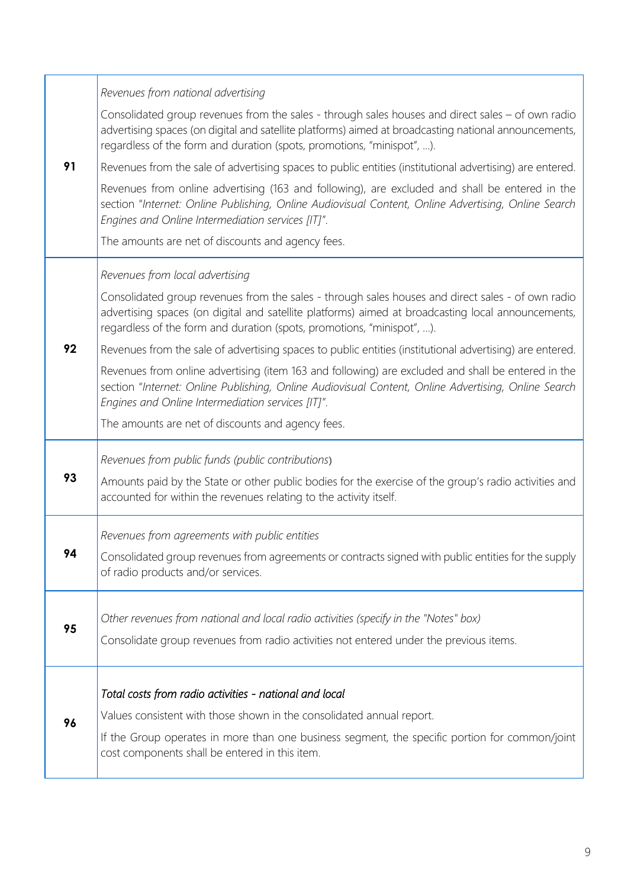| | |
|---|---|
| **91** | *Revenues from national advertising*<br><br>Consolidated group revenues from the sales - through sales houses and direct sales – of own radio advertising spaces (on digital and satellite platforms) aimed at broadcasting national announcements, regardless of the form and duration (spots, promotions, "minispot", ...).<br><br>Revenues from the sale of advertising spaces to public entities (institutional advertising) are entered.<br><br>Revenues from online advertising (163 and following), are excluded and shall be entered in the section "*Internet: Online Publishing, Online Audiovisual Content, Online Advertising, Online Search Engines and Online Intermediation services [IT]*".<br><br>The amounts are net of discounts and agency fees. |
| **92** | *Revenues from local advertising*<br><br>Consolidated group revenues from the sales - through sales houses and direct sales - of own radio advertising spaces (on digital and satellite platforms) aimed at broadcasting local announcements, regardless of the form and duration (spots, promotions, "minispot", ...).<br><br>Revenues from the sale of advertising spaces to public entities (institutional advertising) are entered.<br><br>Revenues from online advertising (item 163 and following) are excluded and shall be entered in the section "*Internet: Online Publishing, Online Audiovisual Content, Online Advertising, Online Search Engines and Online Intermediation services [IT]*".<br><br>The amounts are net of discounts and agency fees. |
| **93** | *Revenues from public funds (public contributions*)<br><br>Amounts paid by the State or other public bodies for the exercise of the group's radio activities and accounted for within the revenues relating to the activity itself. |
| **94** | *Revenues from agreements with public entities*<br><br>Consolidated group revenues from agreements or contracts signed with public entities for the supply of radio products and/or services. |
| **95** | *Other revenues from national and local radio activities (specify in the "Notes" box)*<br><br>Consolidate group revenues from radio activities not entered under the previous items. |
| **96** | *Total costs from radio activities - national and local*<br><br>Values consistent with those shown in the consolidated annual report.<br><br>If the Group operates in more than one business segment, the specific portion for common/joint cost components shall be entered in this item. |